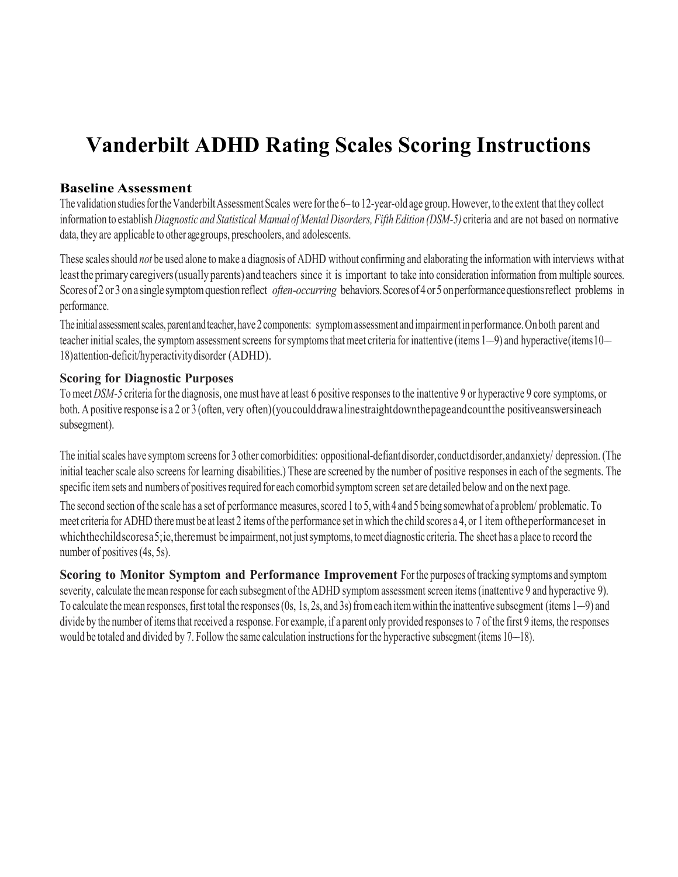# Vanderbilt ADHD Rating Scales Scoring Instructions

### Baseline Assessment

The validation studies for the Vanderbilt Assessment Scales were for the 6– to 12-year-old age group. However, to the extent that they collect information to establish *Diagnostic and Statistical Manual of Mental Disorders, Fifth Edition (DSM-5)* criteria and are not based on normative data, they are applicable to other age groups, preschoolers, and adolescents.

These scales should *not* be used alone to make a diagnosis of ADHD without confirming and elaborating the information with interviews with at least the primary caregivers (usually parents) and teachers since it is important to take into consideration information from multiple sources. Scores of 2 or 3 on a single symptom question reflect *often-occurring* behaviors. Scores of 4 or 5 on performance questions reflect problems in performance.

The initial assessment scales, parent and teacher, have 2 components: symptom assessment and impairment in performance. On both parent and teacher initial scales, the symptom assessment screens for symptoms that meet criteria for inattentive (items 1–9) and hyperactive (items 10–18) attention-deficit/hyperactivity disorder (ADHD).

### Scoring for Diagnostic Purposes

To meet *DSM-5* criteria for the diagnosis, one must have at least 6 positive responses to the inattentive 9 or hyperactive 9 core symptoms, or both. A positive response is a 2 or 3 (often, very often) (you could draw a line straight down the page and count the positive answers in each subsegment).

The initial scales have symptom screens for 3 other comorbidities: oppositional-defiant disorder, conduct disorder, and anxiety/ depression. (The initial teacher scale also screens for learning disabilities.) These are screened by the number of positive responses in each of the segments. The specific item sets and numbers of positives required for each comorbid symptom screen set are detailed below and on the next page.

The second section of the scale has a set of performance measures, scored 1 to 5, with 4 and 5 being somewhat of a problem/ problematic. To meet criteria for ADHD there must be at least 2 items of the performance set in which the child scores a 4, or 1 item of the performance set in which the child scores a 5; ie, there must be impairment, not just symptoms, to meet diagnostic criteria. The sheet has a place to record the number of positives (4s, 5s).

**Scoring to Monitor Symptom and Performance Improvement** For the purposes of tracking symptoms and symptom severity, calculate the mean response for each subsegment of the ADHD symptom assessment screen items (inattentive 9 and hyperactive 9). To calculate the mean responses, first total the responses (0s, 1s, 2s, and 3s) from each item within the inattentive subsegment (items 1–9) and divide by the number of items that received a response. For example, if a parent only provided responses to 7 of the first 9 items, the responses would be totaled and divided by 7. Follow the same calculation instructions for the hyperactive subsegment (items 10–18).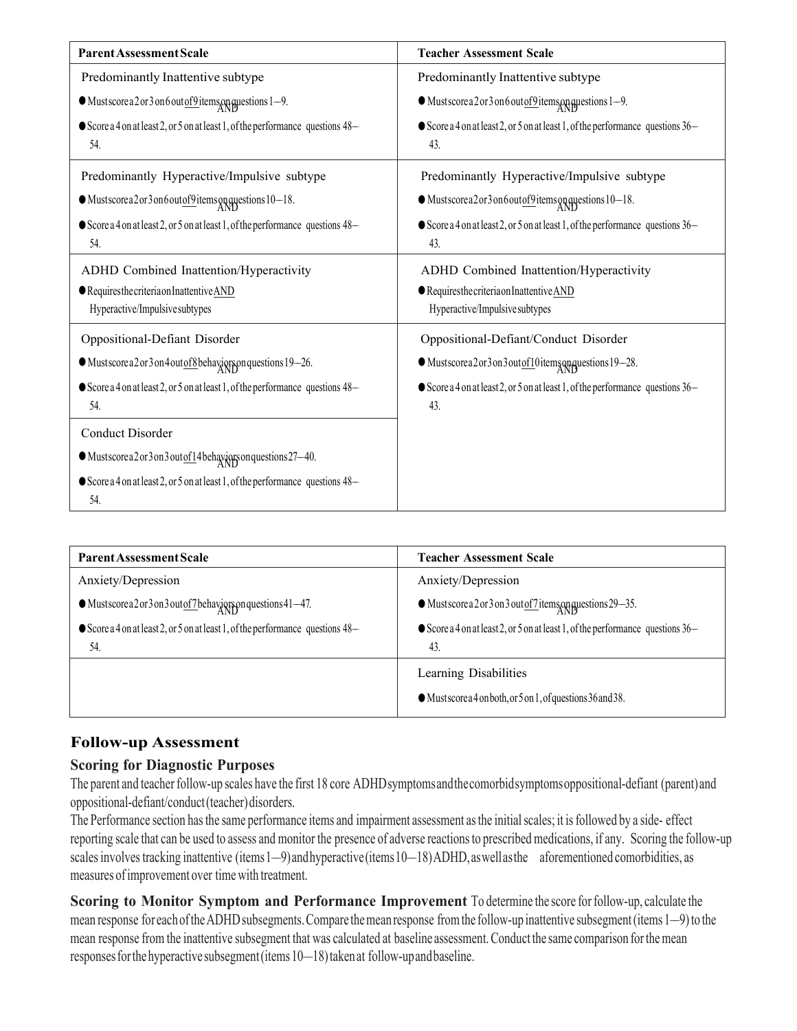| Parent Assessment Scale | Teacher Assessment Scale |
|---|---|
| Predominantly Inattentive subtype<br>● Must score a 2 or 3 on 6 out of 9 items on questions 1–9. AND<br>● Score a 4 on at least 2, or 5 on at least 1, of the performance questions 48–54. | Predominantly Inattentive subtype<br>● Must score a 2 or 3 on 6 out of 9 items on questions 1–9. AND<br>● Score a 4 on at least 2, or 5 on at least 1, of the performance questions 36–43. |
| Predominantly Hyperactive/Impulsive subtype<br>● Must score a 2 or 3 on 6 out of 9 items on questions 10–18. AND<br>● Score a 4 on at least 2, or 5 on at least 1, of the performance questions 48–54. | Predominantly Hyperactive/Impulsive subtype<br>● Must score a 2 or 3 on 6 out of 9 items on questions 10–18. AND<br>● Score a 4 on at least 2, or 5 on at least 1, of the performance questions 36–43. |
| ADHD Combined Inattention/Hyperactivity<br>● Requires the criteria on Inattentive AND Hyperactive/Impulsive subtypes | ADHD Combined Inattention/Hyperactivity<br>● Requires the criteria on Inattentive AND Hyperactive/Impulsive subtypes |
| Oppositional-Defiant Disorder<br>● Must score a 2 or 3 on 4 out of 8 behaviors on questions 19–26. AND<br>● Score a 4 on at least 2, or 5 on at least 1, of the performance questions 48–54. | Oppositional-Defiant/Conduct Disorder<br>● Must score a 2 or 3 on 3 out of 10 items on questions 19–28. AND<br>● Score a 4 on at least 2, or 5 on at least 1, of the performance questions 36–43. |
| Conduct Disorder<br>● Must score a 2 or 3 on 3 out of 14 behaviors on questions 27–40. AND<br>● Score a 4 on at least 2, or 5 on at least 1, of the performance questions 48–54. | |

| Parent Assessment Scale | Teacher Assessment Scale |
|---|---|
| Anxiety/Depression<br>● Must score a 2 or 3 on 3 out of 7 behaviors on questions 41–47. AND<br>● Score a 4 on at least 2, or 5 on at least 1, of the performance questions 48–54. | Anxiety/Depression<br>● Must score a 2 or 3 on 3 out of 7 items on questions 29–35. AND<br>● Score a 4 on at least 2, or 5 on at least 1, of the performance questions 36–43. |
| | Learning Disabilities<br>● Must score a 4 on both, or 5 on 1, of questions 36 and 38. |

## Follow-up Assessment

### Scoring for Diagnostic Purposes

The parent and teacher follow-up scales have the first 18 core ADHD symptoms and the comorbid symptoms oppositional-defiant (parent) and oppositional-defiant/conduct (teacher) disorders.

The Performance section has the same performance items and impairment assessment as the initial scales; it is followed by a side- effect reporting scale that can be used to assess and monitor the presence of adverse reactions to prescribed medications, if any. Scoring the follow-up scales involves tracking inattentive (items 1–9) and hyperactive (items 10–18) ADHD, as well as the aforementioned comorbidities, as measures of improvement over time with treatment.

**Scoring to Monitor Symptom and Performance Improvement** To determine the score for follow-up, calculate the mean response for each of the ADHD subsegments. Compare the mean response from the follow-up inattentive subsegment (items 1–9) to the mean response from the inattentive subsegment that was calculated at baseline assessment. Conduct the same comparison for the mean responses for the hyperactive subsegment (items 10–18) taken at follow-up and baseline.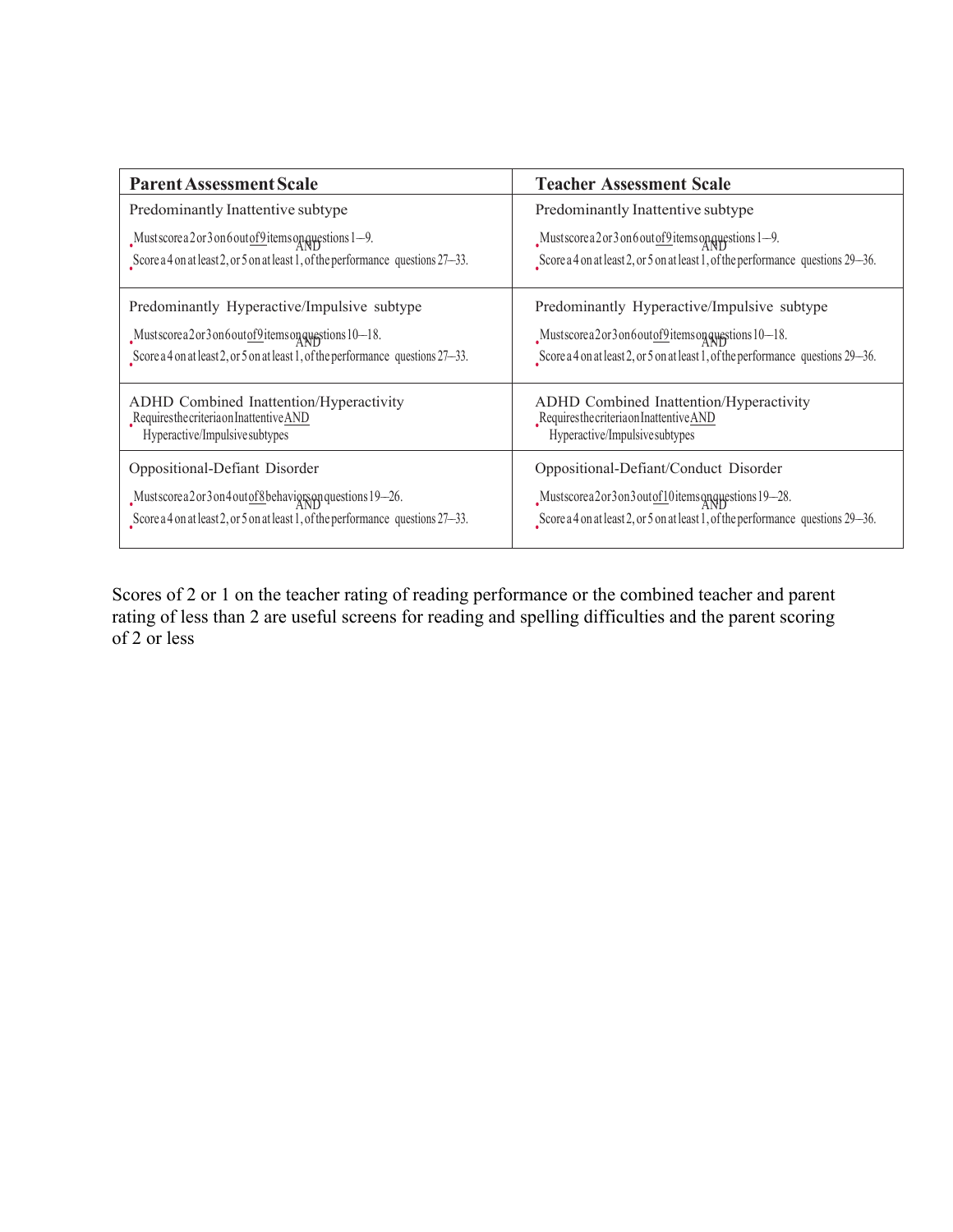| Parent Assessment Scale | Teacher Assessment Scale |
|---|---|
| Predominantly Inattentive subtype<br>• Must score a 2 or 3 on 6 out of 9 items on questions 1–9.<br>AND<br>• Score a 4 on at least 2, or 5 on at least 1, of the performance questions 27–33. | Predominantly Inattentive subtype<br>• Must score a 2 or 3 on 6 out of 9 items on questions 1–9.<br>AND<br>• Score a 4 on at least 2, or 5 on at least 1, of the performance questions 29–36. |
| Predominantly Hyperactive/Impulsive subtype<br>• Must score a 2 or 3 on 6 out of 9 items on questions 10–18.<br>AND<br>• Score a 4 on at least 2, or 5 on at least 1, of the performance questions 27–33. | Predominantly Hyperactive/Impulsive subtype<br>• Must score a 2 or 3 on 6 out of 9 items on questions 10–18.<br>AND<br>• Score a 4 on at least 2, or 5 on at least 1, of the performance questions 29–36. |
| ADHD Combined Inattention/Hyperactivity<br>• Requires the criteria on Inattentive AND Hyperactive/Impulsive subtypes | ADHD Combined Inattention/Hyperactivity<br>• Requires the criteria on Inattentive AND Hyperactive/Impulsive subtypes |
| Oppositional-Defiant Disorder<br>• Must score a 2 or 3 on 4 out of 8 behaviors on questions 19–26.<br>AND<br>• Score a 4 on at least 2, or 5 on at least 1, of the performance questions 27–33. | Oppositional-Defiant/Conduct Disorder<br>• Must score a 2 or 3 on 3 out of 10 items on questions 19–28.<br>AND<br>• Score a 4 on at least 2, or 5 on at least 1, of the performance questions 29–36. |

Scores of 2 or 1 on the teacher rating of reading performance or the combined teacher and parent rating of less than 2 are useful screens for reading and spelling difficulties and the parent scoring of 2 or less